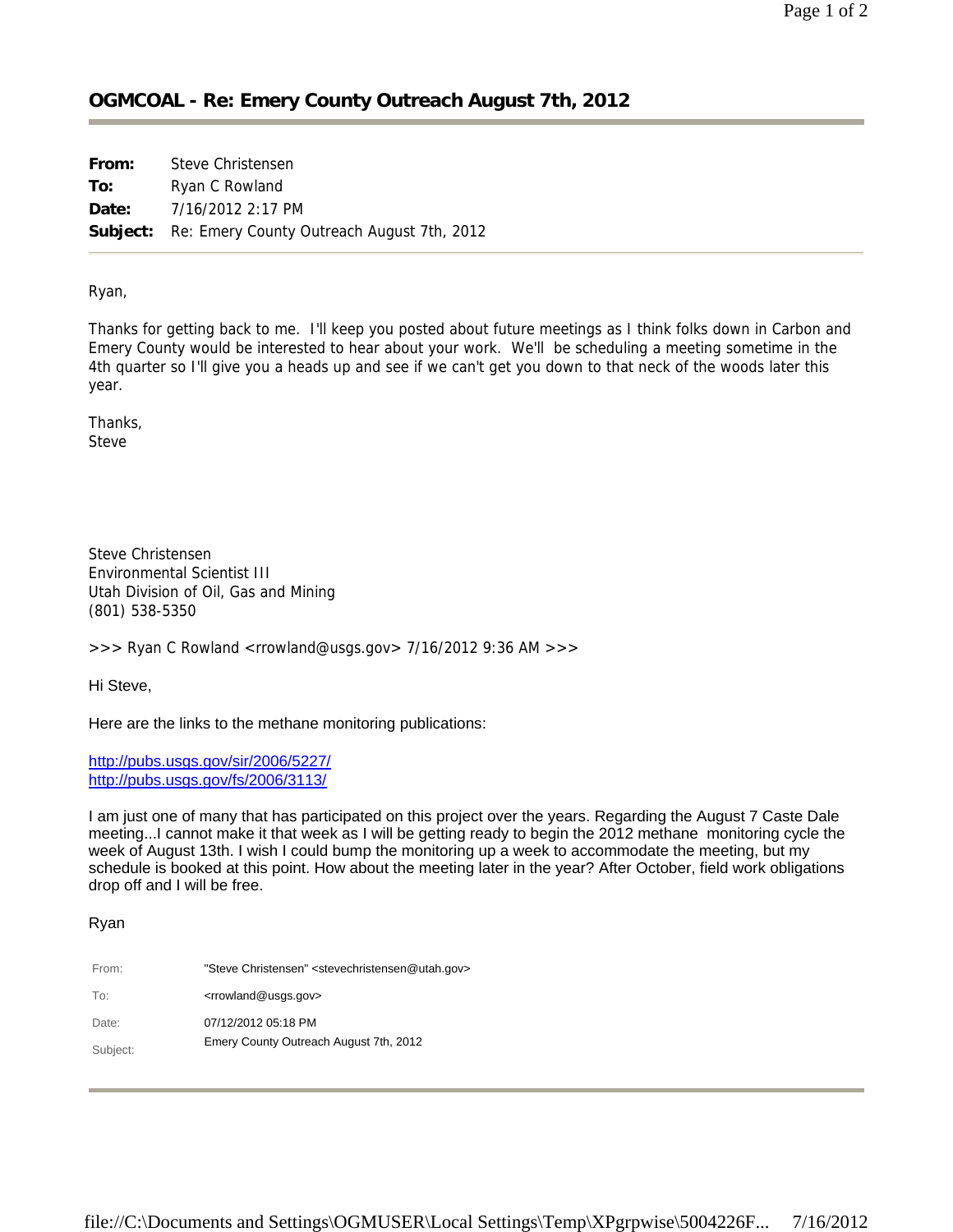## OGMCOAL - Re: Emery County Outreach August 7th, 2012

**From:** Steve Christensen
**To:** Ryan C Rowland
**Date:** 7/16/2012 2:17 PM
**Subject:** Re: Emery County Outreach August 7th, 2012

---

Ryan,

Thanks for getting back to me. I'll keep you posted about future meetings as I think folks down in Carbon and Emery County would be interested to hear about your work. We'll be scheduling a meeting sometime in the 4th quarter so I'll give you a heads up and see if we can't get you down to that neck of the woods later this year.

Thanks,
Steve

Steve Christensen
Environmental Scientist III
Utah Division of Oil, Gas and Mining
(801) 538-5350

>>> Ryan C Rowland <rrowland@usgs.gov> 7/16/2012 9:36 AM >>>

Hi Steve,

Here are the links to the methane monitoring publications:

http://pubs.usgs.gov/sir/2006/5227/
http://pubs.usgs.gov/fs/2006/3113/

I am just one of many that has participated on this project over the years. Regarding the August 7 Caste Dale meeting...I cannot make it that week as I will be getting ready to begin the 2012 methane monitoring cycle the week of August 13th. I wish I could bump the monitoring up a week to accommodate the meeting, but my schedule is booked at this point. How about the meeting later in the year? After October, field work obligations drop off and I will be free.

Ryan

From: "Steve Christensen" <stevechristensen@utah.gov>
To: <rrowland@usgs.gov>
Date: 07/12/2012 05:18 PM
Subject: Emery County Outreach August 7th, 2012

---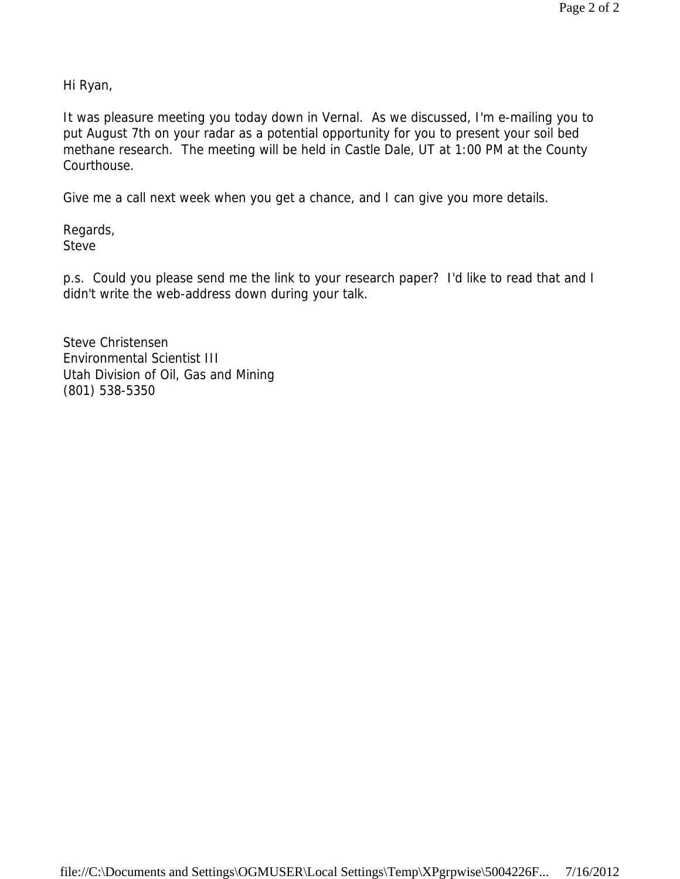Hi Ryan,

It was pleasure meeting you today down in Vernal. As we discussed, I'm e-mailing you to put August 7th on your radar as a potential opportunity for you to present your soil bed methane research. The meeting will be held in Castle Dale, UT at 1:00 PM at the County Courthouse.

Give me a call next week when you get a chance, and I can give you more details.

Regards,
Steve

p.s. Could you please send me the link to your research paper? I'd like to read that and I didn't write the web-address down during your talk.

Steve Christensen
Environmental Scientist III
Utah Division of Oil, Gas and Mining
(801) 538-5350